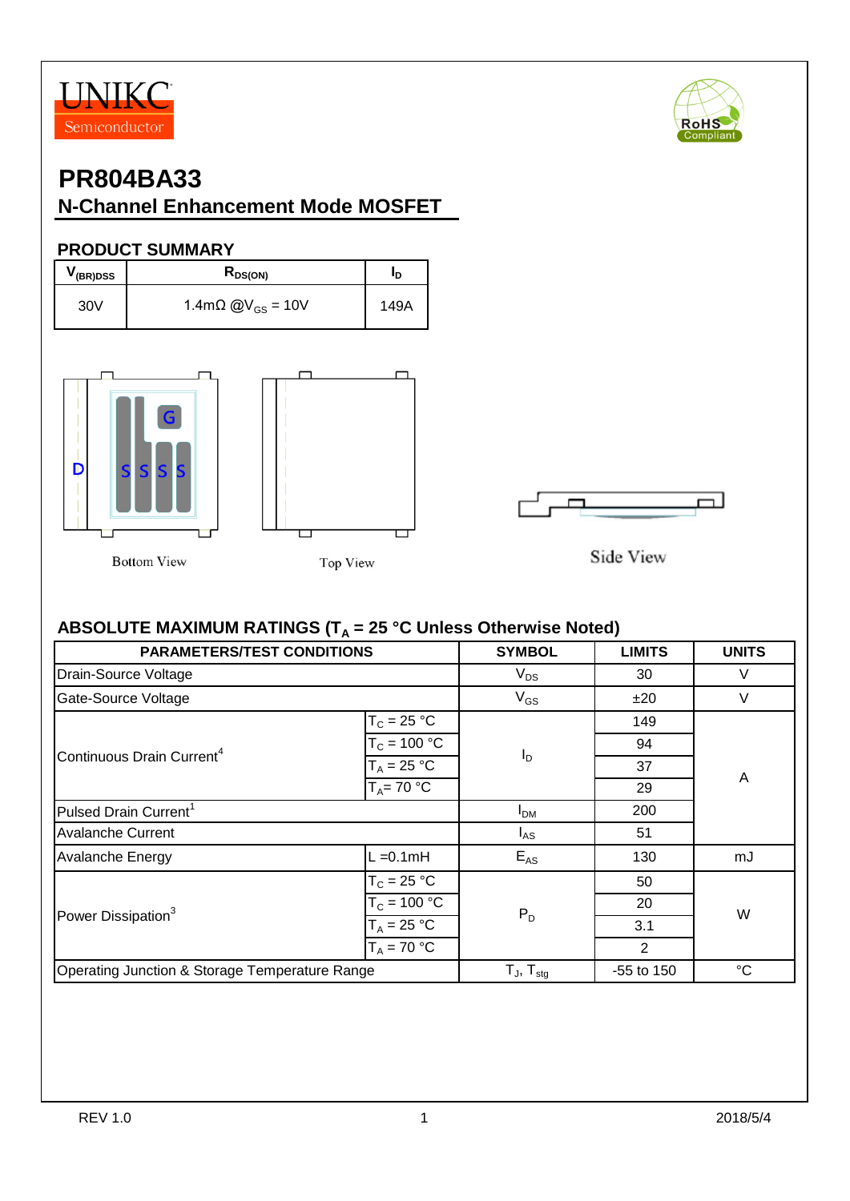UNIKC Semiconductor

# PR804BA33

## N-Channel Enhancement Mode MOSFET

### PRODUCT SUMMARY

| $V_{(BR)DSS}$ | $R_{DS(ON)}$ | $I_D$ |
|---|---|---|
| 30V | 1.4mΩ @$V_{GS}$ = 10V | 149A |

Bottom View    Top View    Side View

### ABSOLUTE MAXIMUM RATINGS ($T_A$ = 25 °C Unless Otherwise Noted)

| PARAMETERS/TEST CONDITIONS | | SYMBOL | LIMITS | UNITS |
|---|---|---|---|---|
| Drain-Source Voltage | | $V_{DS}$ | 30 | V |
| Gate-Source Voltage | | $V_{GS}$ | ±20 | V |
| Continuous Drain Current[4] | $T_C$ = 25 °C | $I_D$ | 149 | A |
| | $T_C$ = 100 °C | | 94 | |
| | $T_A$ = 25 °C | | 37 | |
| | $T_A$= 70 °C | | 29 | |
| Pulsed Drain Current[1] | | $I_{DM}$ | 200 | |
| Avalanche Current | | $I_{AS}$ | 51 | |
| Avalanche Energy | L =0.1mH | $E_{AS}$ | 130 | mJ |
| Power Dissipation[3] | $T_C$ = 25 °C | $P_D$ | 50 | W |
| | $T_C$ = 100 °C | | 20 | |
| | $T_A$ = 25 °C | | 3.1 | |
| | $T_A$ = 70 °C | | 2 | |
| Operating Junction & Storage Temperature Range | | $T_J$, $T_{stg}$ | -55 to 150 | °C |

REV 1.0    2018/5/4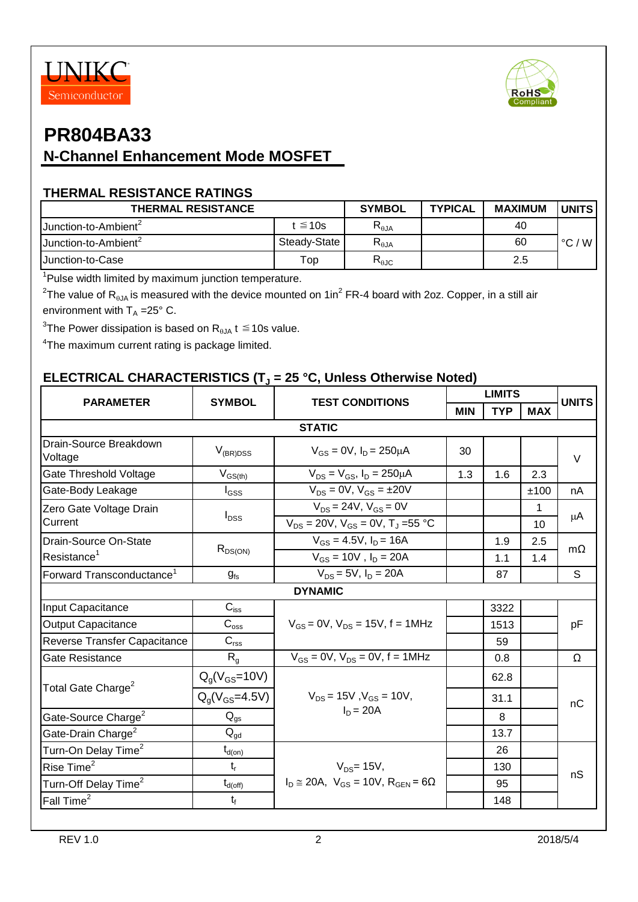# PR804BA33

## N-Channel Enhancement Mode MOSFET

### THERMAL RESISTANCE RATINGS

| THERMAL RESISTANCE | | SYMBOL | TYPICAL | MAXIMUM | UNITS |
|---|---|---|---|---|---|
| Junction-to-Ambient[2] | $t \leqq 10s$ | $R_{\theta JA}$ | | 40 | °C / W |
| Junction-to-Ambient[2] | Steady-State | $R_{\theta JA}$ | | 60 | |
| Junction-to-Case | Top | $R_{\theta JC}$ | | 2.5 | |

[1]Pulse width limited by maximum junction temperature.

[2]The value of $R_{\theta JA}$ is measured with the device mounted on $1in^2$ FR-4 board with 2oz. Copper, in a still air environment with $T_A$ =25° C.

[3]The Power dissipation is based on $R_{\theta JA}$ $t \leqq 10s$ value.

[4]The maximum current rating is package limited.

### ELECTRICAL CHARACTERISTICS ($T_J$ = 25 °C, Unless Otherwise Noted)

| PARAMETER | SYMBOL | TEST CONDITIONS | LIMITS | | | UNITS |
|---|---|---|---|---|---|---|
| | | | MIN | TYP | MAX | |
| **STATIC** | | | | | | |
| Drain-Source Breakdown Voltage | $V_{(BR)DSS}$ | $V_{GS}$ = 0V, $I_D$ = 250μA | 30 | | | V |
| Gate Threshold Voltage | $V_{GS(th)}$ | $V_{DS}$ = $V_{GS}$, $I_D$ = 250μA | 1.3 | 1.6 | 2.3 | |
| Gate-Body Leakage | $I_{GSS}$ | $V_{DS}$ = 0V, $V_{GS}$ = ±20V | | | ±100 | nA |
| Zero Gate Voltage Drain Current | $I_{DSS}$ | $V_{DS}$ = 24V, $V_{GS}$ = 0V | | | 1 | μA |
| | | $V_{DS}$ = 20V, $V_{GS}$ = 0V, $T_J$ =55 °C | | | 10 | |
| Drain-Source On-State Resistance[1] | $R_{DS(ON)}$ | $V_{GS}$ = 4.5V, $I_D$ = 16A | | 1.9 | 2.5 | mΩ |
| | | $V_{GS}$ = 10V , $I_D$ = 20A | | 1.1 | 1.4 | |
| Forward Transconductance[1] | $g_{fs}$ | $V_{DS}$ = 5V, $I_D$ = 20A | | 87 | | S |
| **DYNAMIC** | | | | | | |
| Input Capacitance | $C_{iss}$ | $V_{GS}$ = 0V, $V_{DS}$ = 15V, f = 1MHz | | 3322 | | pF |
| Output Capacitance | $C_{oss}$ | | | 1513 | | |
| Reverse Transfer Capacitance | $C_{rss}$ | | | 59 | | |
| Gate Resistance | $R_g$ | $V_{GS}$ = 0V, $V_{DS}$ = 0V, f = 1MHz | | 0.8 | | Ω |
| Total Gate Charge[2] | $Q_g(V_{GS}=10V)$ | $V_{DS}$ = 15V ,$V_{GS}$ = 10V, $I_D$ = 20A | | 62.8 | | nC |
| | $Q_g(V_{GS}=4.5V)$ | | | 31.1 | | |
| Gate-Source Charge[2] | $Q_{gs}$ | | | 8 | | |
| Gate-Drain Charge[2] | $Q_{gd}$ | | | 13.7 | | |
| Turn-On Delay Time[2] | $t_{d(on)}$ | $V_{DS}$= 15V, $I_D \cong$ 20A, $V_{GS}$ = 10V, $R_{GEN}$ = 6Ω | | 26 | | nS |
| Rise Time[2] | $t_r$ | | | 130 | | |
| Turn-Off Delay Time[2] | $t_{d(off)}$ | | | 95 | | |
| Fall Time[2] | $t_f$ | | | 148 | | |

REV 1.0 2018/5/4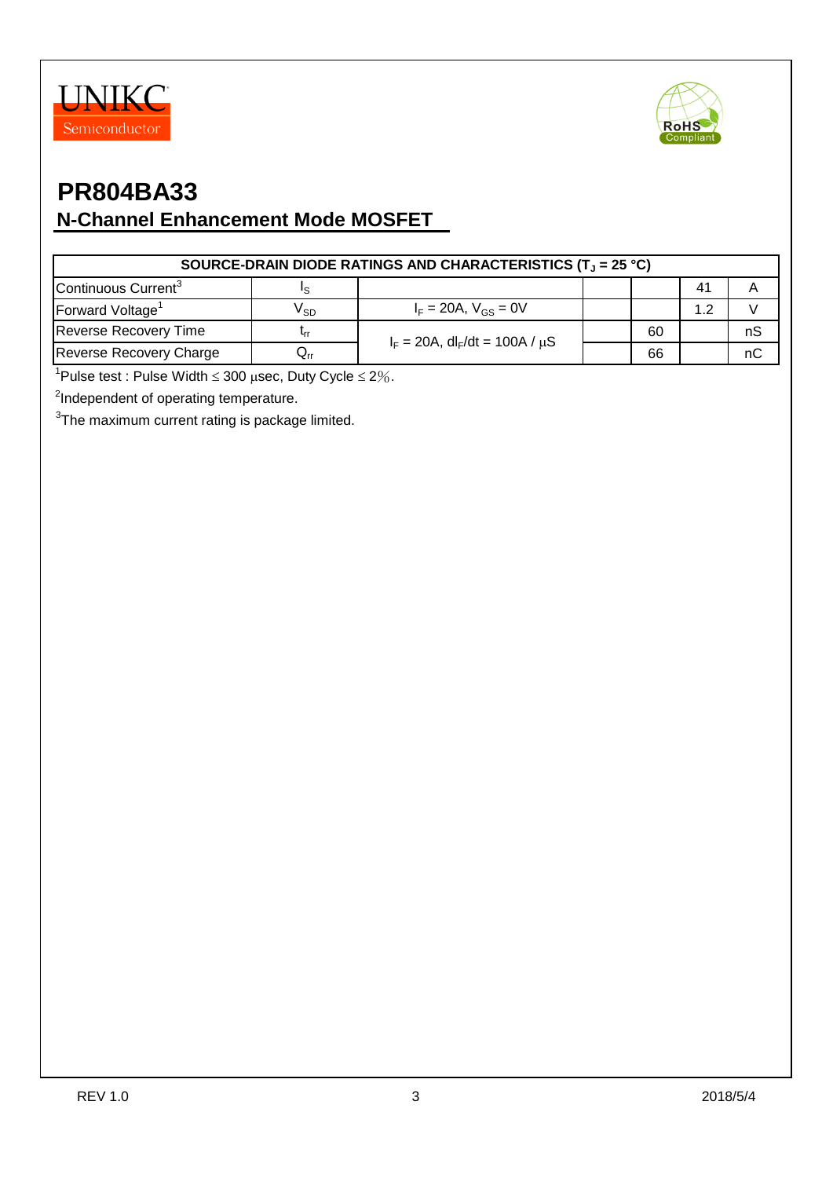# PR804BA33

## N-Channel Enhancement Mode MOSFET

| SOURCE-DRAIN DIODE RATINGS AND CHARACTERISTICS ($T_J$ = 25 °C) | | | | | | |
|---|---|---|---|---|---|---|
| Continuous Current[3] | $I_S$ | | | | 41 | A |
| Forward Voltage[1] | $V_{SD}$ | $I_F$ = 20A, $V_{GS}$ = 0V | | | 1.2 | V |
| Reverse Recovery Time | $t_{rr}$ | $I_F$ = 20A, $dI_F/dt$ = 100A / µS | | 60 | | nS |
| Reverse Recovery Charge | $Q_{rr}$ | | | 66 | | nC |

[1]Pulse test : Pulse Width ≤ 300 µsec, Duty Cycle ≤ 2%.

[2]Independent of operating temperature.

[3]The maximum current rating is package limited.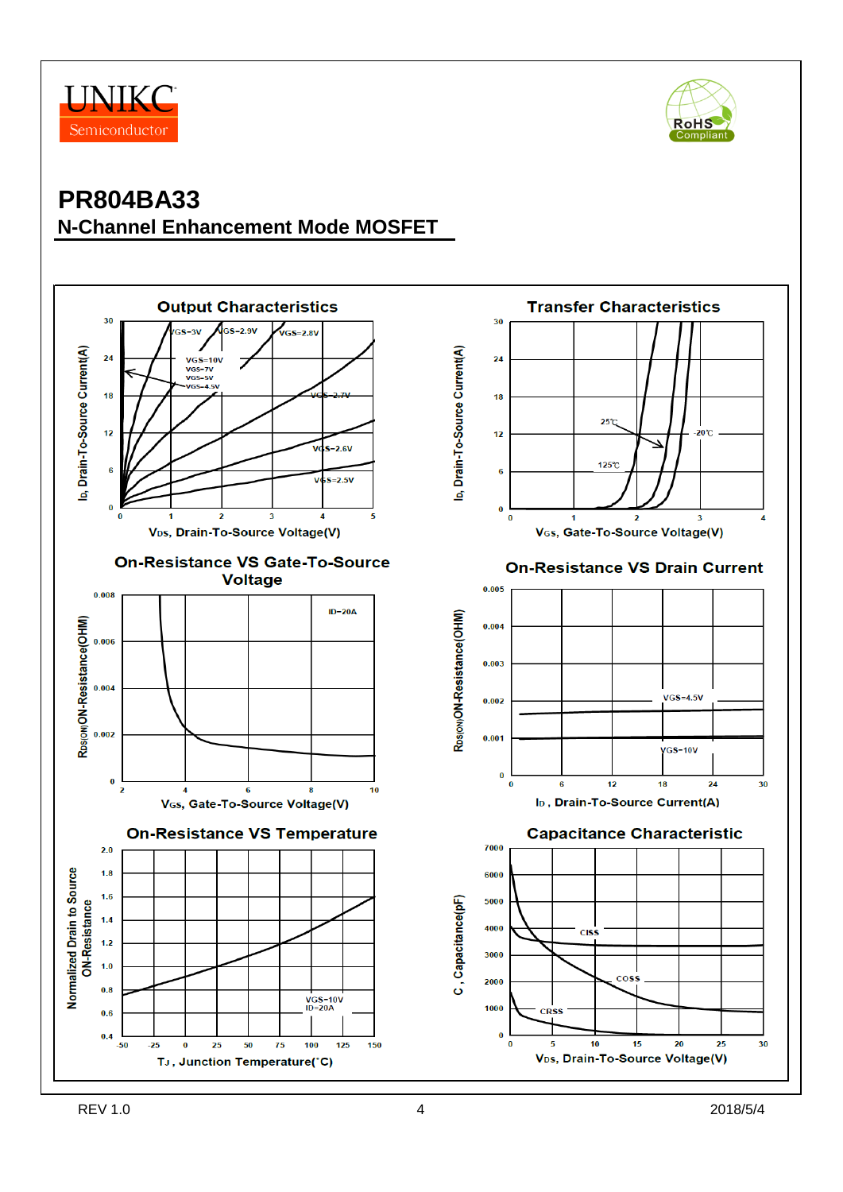# PR804BA33

## N-Channel Enhancement Mode MOSFET

### Output Characteristics

$I_D$, Drain-To-Source Current(A) vs $V_{DS}$, Drain-To-Source Voltage(V)

VGS=10V, VGS=7V, VGS=5V, VGS=4.5V, VGS=3V, VGS=2.9V, VGS=2.8V, VGS=2.7V, VGS=2.6V, VGS=2.5V

### Transfer Characteristics

$I_D$, Drain-To-Source Current(A) vs $V_{GS}$, Gate-To-Source Voltage(V)

25℃, -20℃, 125℃

### On-Resistance VS Gate-To-Source Voltage

$R_{DS(ON)}$ON-Resistance(OHM) vs $V_{GS}$, Gate-To-Source Voltage(V)

ID=20A

### On-Resistance VS Drain Current

$R_{DS(ON)}$ON-Resistance(OHM) vs $I_D$, Drain-To-Source Current(A)

VGS=4.5V, VGS=10V

### On-Resistance VS Temperature

Normalized Drain to Source ON-Resistance vs $T_J$, Junction Temperature(°C)

VGS=10V, ID=20A

### Capacitance Characteristic

C, Capacitance(pF) vs $V_{DS}$, Drain-To-Source Voltage(V)

CISS, COSS, CRSS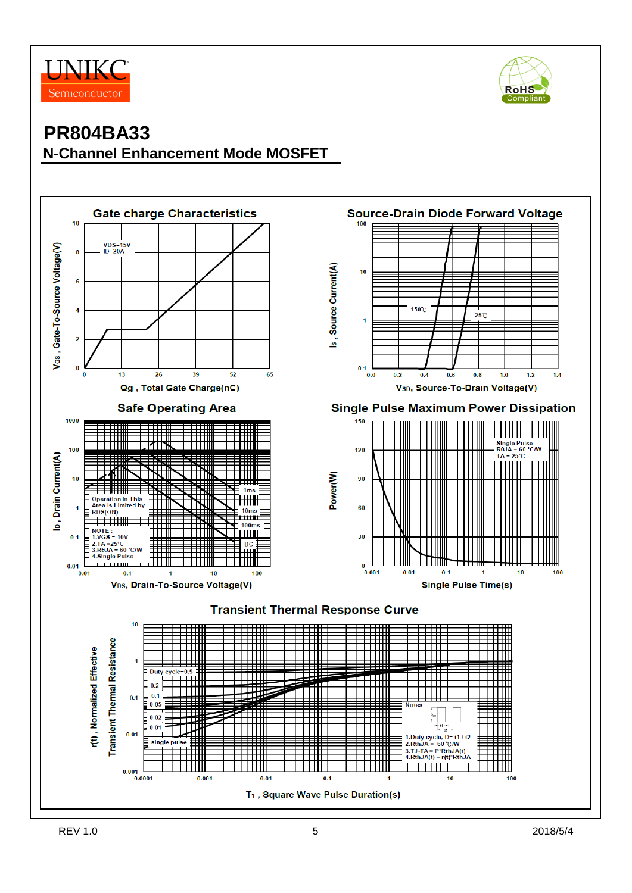# PR804BA33

## N-Channel Enhancement Mode MOSFET

### Gate charge Characteristics

VDS=15V
ID=20A

$V_{GS}$ , Gate-To-Source Voltage(V)

Qg , Total Gate Charge(nC)

### Source-Drain Diode Forward Voltage

150℃
25℃

$I_S$ , Source Current(A)

$V_{SD}$, Source-To-Drain Voltage(V)

### Safe Operating Area

Operation in This Area is Limited by RDS(ON)

1ms
10ms
100ms
DC

NOTE :
1.VGS = 10V
2.TA =25°C
3.RθJA = 60 °C/W
4.Single Pulse

$I_D$, Drain Current(A)

$V_{DS}$, Drain-To-Source Voltage(V)

### Single Pulse Maximum Power Dissipation

Single Pulse
RθJA = 60 °C/W
TA = 25°C

Power(W)

Single Pulse Time(s)

### Transient Thermal Response Curve

Duty cycle=0.5
0.2
0.1
0.05
0.02
0.01
single pulse

Notes
1.Duty cycle, D= t1 / t2
2.RthJA = 60 °C/W
3.TJ-TA = P*RthJA(t)
4.RthJA(t) = r(t)*RthJA

r(t) , Normalized Effective Transient Thermal Resistance

$T_1$ , Square Wave Pulse Duration(s)

REV 1.0 2018/5/4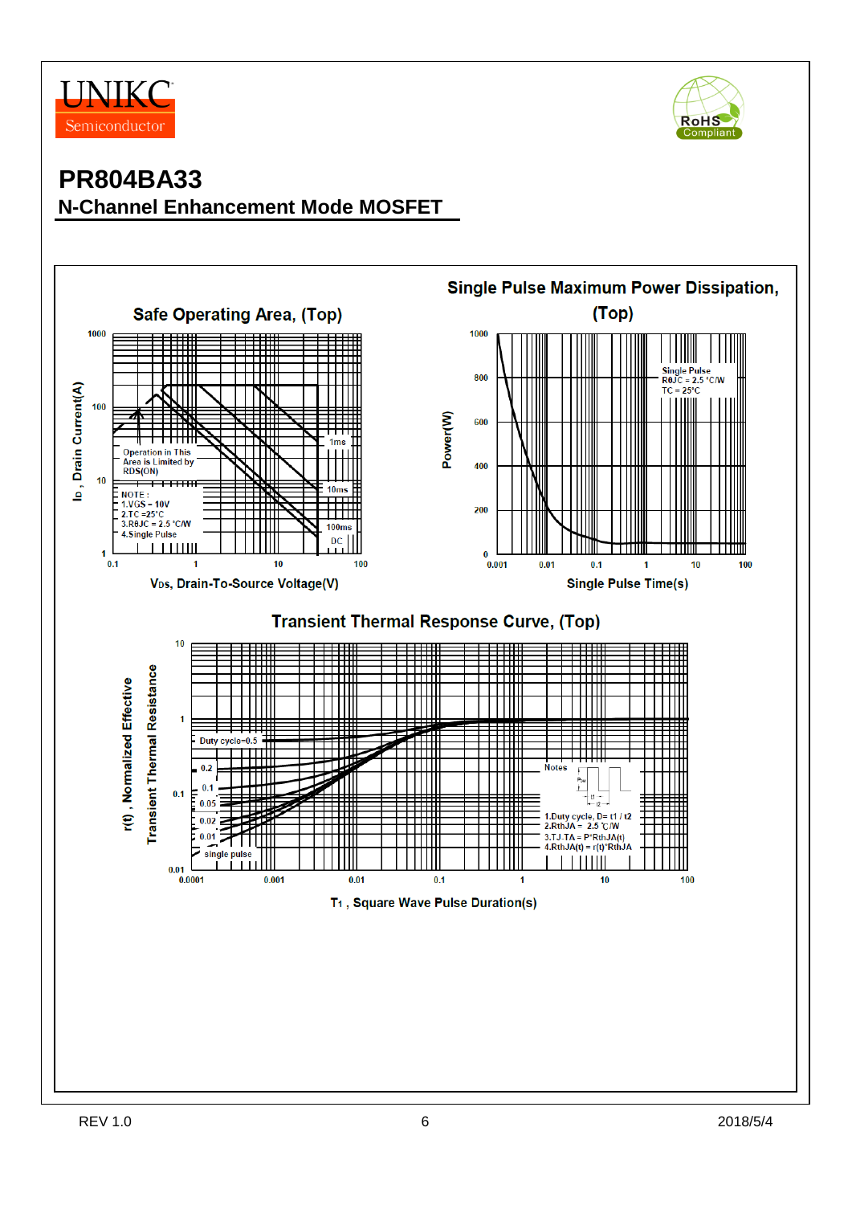# PR804BA33

## N-Channel Enhancement Mode MOSFET

### Safe Operating Area, (Top)

$I_D$, Drain Current(A)

Operation in This Area is Limited by RDS(ON)

NOTE :
1.VGS = 10V
2.TC =25°C
3.RθJC = 2.5 °C/W
4.Single Pulse

1ms
10ms
100ms
DC

$V_{DS}$, Drain-To-Source Voltage(V)

### Single Pulse Maximum Power Dissipation, (Top)

Power(W)

Single Pulse
RθJC = 2.5 °C/W
TC = 25°C

Single Pulse Time(s)

### Transient Thermal Response Curve, (Top)

r(t) , Normalized Effective Transient Thermal Resistance

Duty cycle=0.5
0.2
0.1
0.05
0.02
0.01
single pulse

Notes
1.Duty cycle, D= t1 / t2
2.RthJA = 2.5 °C/W
3.TJ-TA = P*RthJA(t)
4.RthJA(t) = r(t)*RthJA

$T_1$ , Square Wave Pulse Duration(s)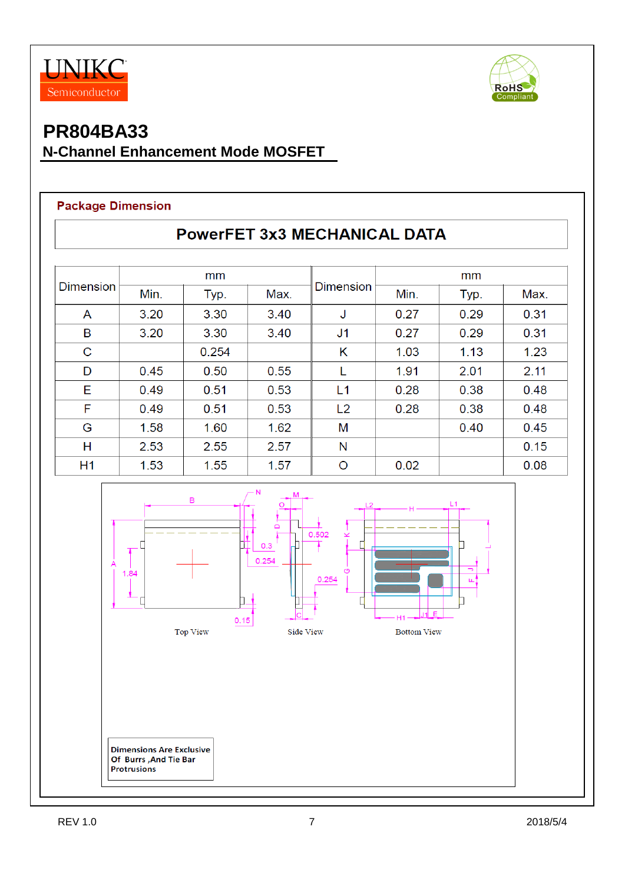# PR804BA33

## N-Channel Enhancement Mode MOSFET

### Package Dimension

**PowerFET 3x3 MECHANICAL DATA**

| Dimension | mm | | | Dimension | mm | | |
|---|---|---|---|---|---|---|---|
| | Min. | Typ. | Max. | | Min. | Typ. | Max. |
| A | 3.20 | 3.30 | 3.40 | J | 0.27 | 0.29 | 0.31 |
| B | 3.20 | 3.30 | 3.40 | J1 | 0.27 | 0.29 | 0.31 |
| C | | 0.254 | | K | 1.03 | 1.13 | 1.23 |
| D | 0.45 | 0.50 | 0.55 | L | 1.91 | 2.01 | 2.11 |
| E | 0.49 | 0.51 | 0.53 | L1 | 0.28 | 0.38 | 0.48 |
| F | 0.49 | 0.51 | 0.53 | L2 | 0.28 | 0.38 | 0.48 |
| G | 1.58 | 1.60 | 1.62 | M | | 0.40 | 0.45 |
| H | 2.53 | 2.55 | 2.57 | N | | | 0.15 |
| H1 | 1.53 | 1.55 | 1.57 | O | 0.02 | | 0.08 |

Top View Side View Bottom View

**Dimensions Are Exclusive Of Burrs ,And Tie Bar Protrusions**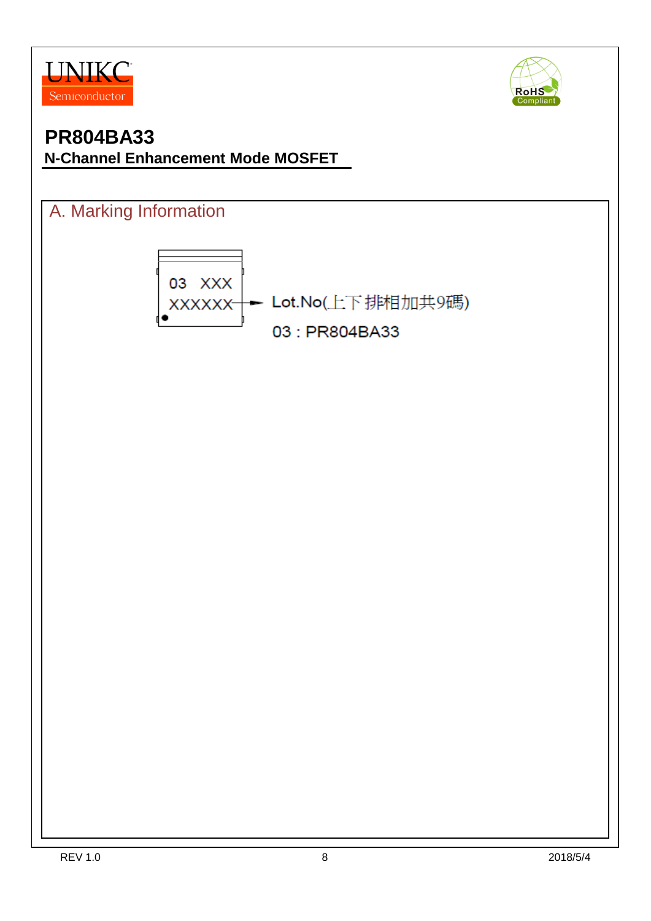# PR804BA33

**N-Channel Enhancement Mode MOSFET**

## A. Marking Information

03 XXX
XXXXXX → Lot.No(上下排相加共9碼)

03 : PR804BA33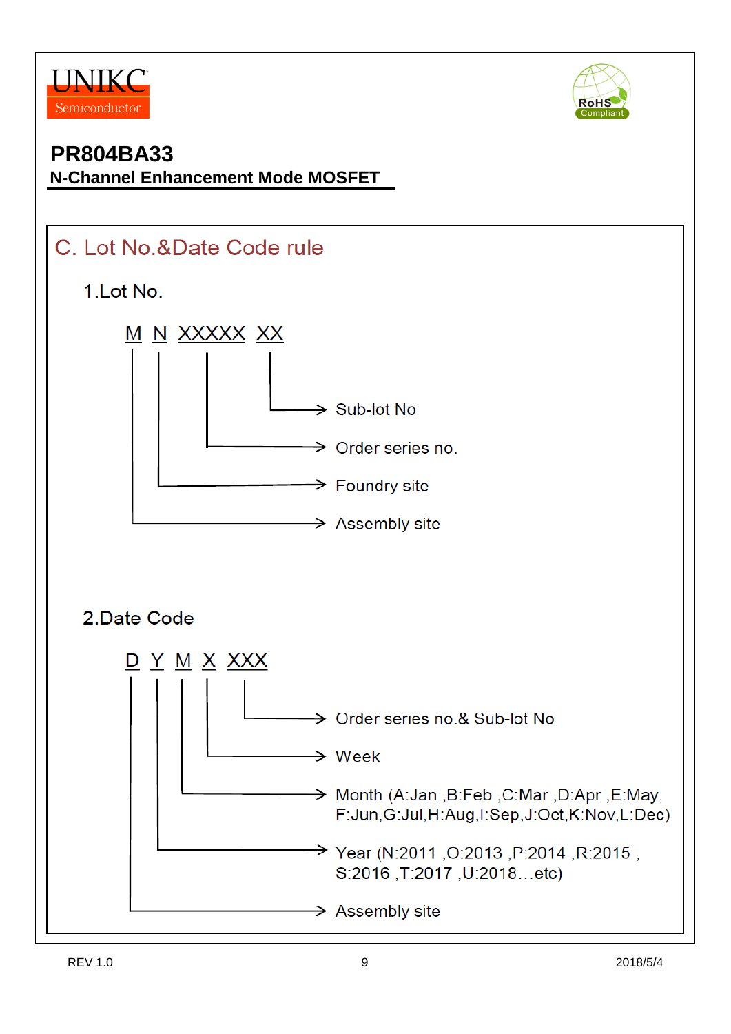UNIKC Semiconductor

# PR804BA33

**N-Channel Enhancement Mode MOSFET**

## C. Lot No.&Date Code rule

### 1.Lot No.

M N XXXXX XX

- XX → Sub-lot No
- XXXXX → Order series no.
- N → Foundry site
- M → Assembly site

### 2.Date Code

D Y M X XXX

- XXX → Order series no.& Sub-lot No
- X → Week
- M → Month (A:Jan ,B:Feb ,C:Mar ,D:Apr ,E:May, F:Jun,G:Jul,H:Aug,I:Sep,J:Oct,K:Nov,L:Dec)
- Y → Year (N:2011 ,O:2013 ,P:2014 ,R:2015 , S:2016 ,T:2017 ,U:2018…etc)
- D → Assembly site

REV 1.0 2018/5/4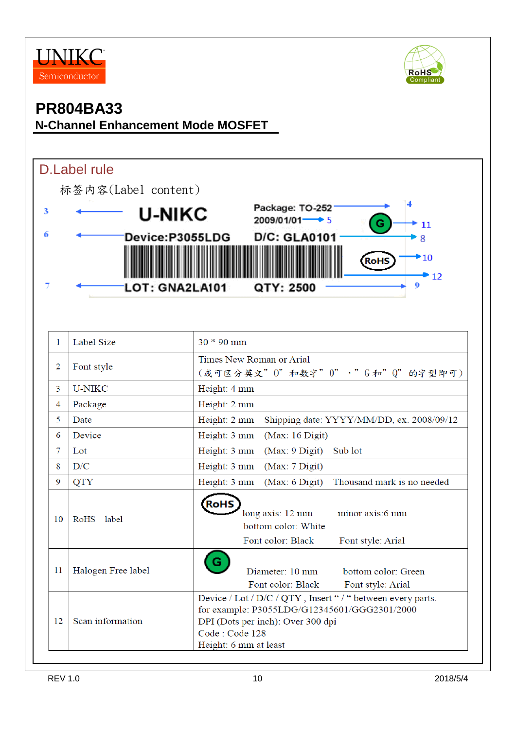UNIKC Semiconductor

RoHS Compliant

# PR804BA33

## N-Channel Enhancement Mode MOSFET

## D.Label rule

标签内容(Label content)

3 U-NIKC
Package: TO-252 4
2009/01/01 5
G 11
6 Device:P3055LDG
D/C: GLA0101 8
RoHS 10
12
7 LOT: GNA2LA101
QTY: 2500 9

| | | |
|---|---|---|
| 1 | Label Size | 30 * 90 mm |
| 2 | Font style | Times New Roman or Arial<br>(或可区分英文" O" 和数字" 0" ，" G 和" Q" 的字型即可) |
| 3 | U-NIKC | Height: 4 mm |
| 4 | Package | Height: 2 mm |
| 5 | Date | Height: 2 mm Shipping date: YYYY/MM/DD, ex. 2008/09/12 |
| 6 | Device | Height: 3 mm (Max: 16 Digit) |
| 7 | Lot | Height: 3 mm (Max: 9 Digit) Sub lot |
| 8 | D/C | Height: 3 mm (Max: 7 Digit) |
| 9 | QTY | Height: 3 mm (Max: 6 Digit) Thousand mark is no needed |
| 10 | RoHS label | RoHS<br>long axis: 12 mm minor axis:6 mm<br>bottom color: White<br>Font color: Black Font style: Arial |
| 11 | Halogen Free label | G<br>Diameter: 10 mm bottom color: Green<br>Font color: Black Font style: Arial |
| 12 | Scan information | Device / Lot / D/C / QTY , Insert " / " between every parts.<br>for example: P3055LDG/G12345601/GGG2301/2000<br>DPI (Dots per inch): Over 300 dpi<br>Code : Code 128<br>Height: 6 mm at least |

REV 1.0 2018/5/4